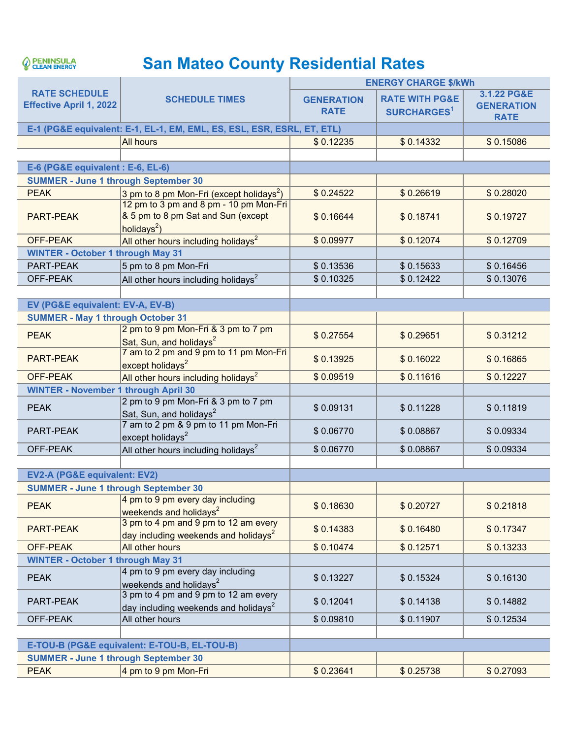PENINSULA CLEAN ENERGY

# San Mateo County Residential Rates

| RATE SCHEDULE Effective April 1, 2022 | SCHEDULE TIMES | ENERGY CHARGE $/kWh | | |
|---|---|---|---|---|
| | | GENERATION RATE | RATE WITH PG&E SURCHARGES[1] | 3.1.22 PG&E GENERATION RATE |
| **E-1 (PG&E equivalent: E-1, EL-1, EM, EML, ES, ESL, ESR, ESRL, ET, ETL)** | | | | |
| | All hours | $ 0.12235 | $ 0.14332 | $ 0.15086 |
| | | | | |
| **E-6 (PG&E equivalent : E-6, EL-6)** | | | | |
| **SUMMER - June 1 through September 30** | | | | |
| PEAK | 3 pm to 8 pm Mon-Fri (except holidays[2]) | $ 0.24522 | $ 0.26619 | $ 0.28020 |
| PART-PEAK | 12 pm to 3 pm and 8 pm - 10 pm Mon-Fri & 5 pm to 8 pm Sat and Sun (except holidays[2]) | $ 0.16644 | $ 0.18741 | $ 0.19727 |
| OFF-PEAK | All other hours including holidays[2] | $ 0.09977 | $ 0.12074 | $ 0.12709 |
| **WINTER - October 1 through May 31** | | | | |
| PART-PEAK | 5 pm to 8 pm Mon-Fri | $ 0.13536 | $ 0.15633 | $ 0.16456 |
| OFF-PEAK | All other hours including holidays[2] | $ 0.10325 | $ 0.12422 | $ 0.13076 |
| | | | | |
| **EV (PG&E equivalent: EV-A, EV-B)** | | | | |
| **SUMMER - May 1 through October 31** | | | | |
| PEAK | 2 pm to 9 pm Mon-Fri & 3 pm to 7 pm Sat, Sun, and holidays[2] | $ 0.27554 | $ 0.29651 | $ 0.31212 |
| PART-PEAK | 7 am to 2 pm and 9 pm to 11 pm Mon-Fri except holidays[2] | $ 0.13925 | $ 0.16022 | $ 0.16865 |
| OFF-PEAK | All other hours including holidays[2] | $ 0.09519 | $ 0.11616 | $ 0.12227 |
| **WINTER - November 1 through April 30** | | | | |
| PEAK | 2 pm to 9 pm Mon-Fri & 3 pm to 7 pm Sat, Sun, and holidays[2] | $ 0.09131 | $ 0.11228 | $ 0.11819 |
| PART-PEAK | 7 am to 2 pm & 9 pm to 11 pm Mon-Fri except holidays[2] | $ 0.06770 | $ 0.08867 | $ 0.09334 |
| OFF-PEAK | All other hours including holidays[2] | $ 0.06770 | $ 0.08867 | $ 0.09334 |
| | | | | |
| **EV2-A (PG&E equivalent: EV2)** | | | | |
| **SUMMER - June 1 through September 30** | | | | |
| PEAK | 4 pm to 9 pm every day including weekends and holidays[2] | $ 0.18630 | $ 0.20727 | $ 0.21818 |
| PART-PEAK | 3 pm to 4 pm and 9 pm to 12 am every day including weekends and holidays[2] | $ 0.14383 | $ 0.16480 | $ 0.17347 |
| OFF-PEAK | All other hours | $ 0.10474 | $ 0.12571 | $ 0.13233 |
| **WINTER - October 1 through May 31** | | | | |
| PEAK | 4 pm to 9 pm every day including weekends and holidays[2] | $ 0.13227 | $ 0.15324 | $ 0.16130 |
| PART-PEAK | 3 pm to 4 pm and 9 pm to 12 am every day including weekends and holidays[2] | $ 0.12041 | $ 0.14138 | $ 0.14882 |
| OFF-PEAK | All other hours | $ 0.09810 | $ 0.11907 | $ 0.12534 |
| | | | | |
| **E-TOU-B (PG&E equivalent: E-TOU-B, EL-TOU-B)** | | | | |
| **SUMMER - June 1 through September 30** | | | | |
| PEAK | 4 pm to 9 pm Mon-Fri | $ 0.23641 | $ 0.25738 | $ 0.27093 |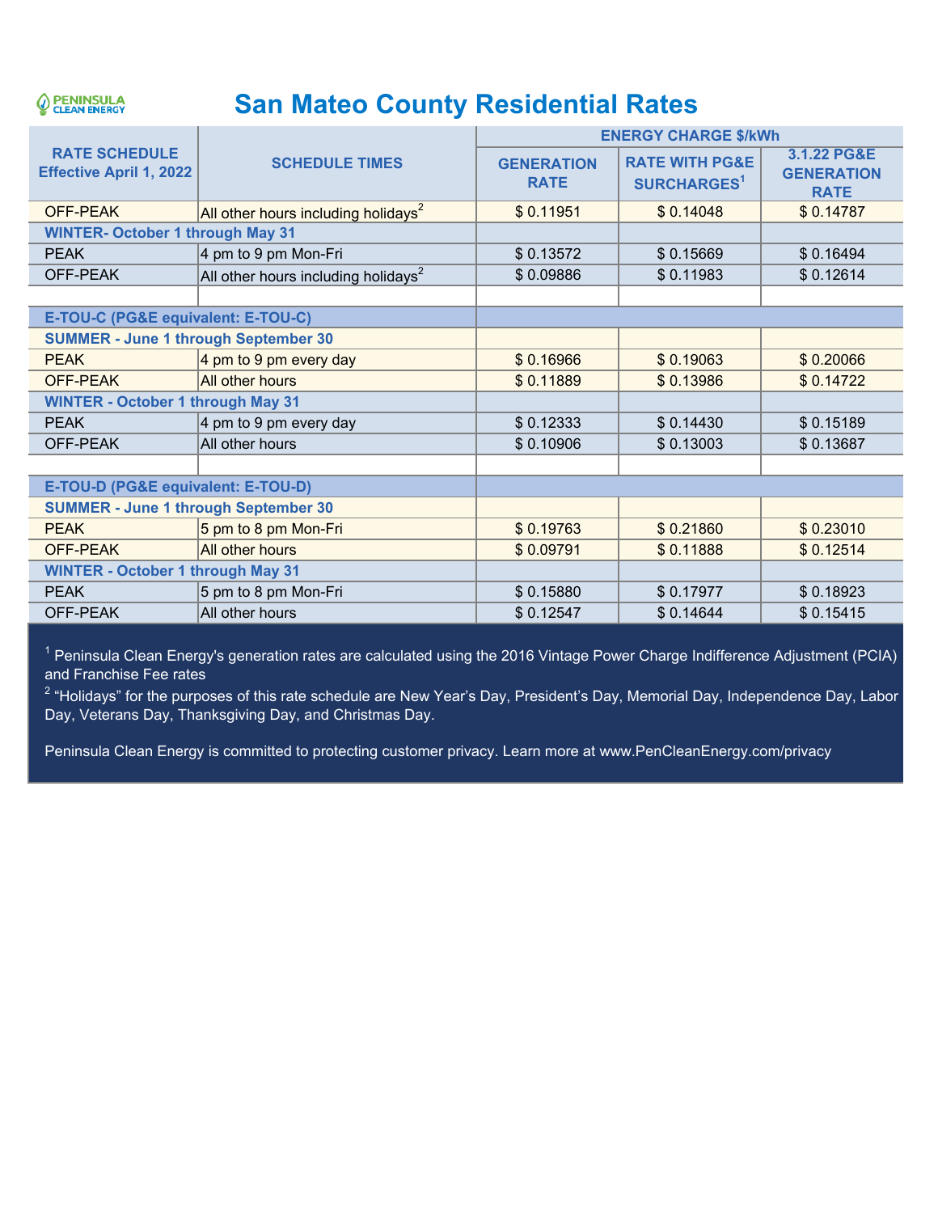# San Mateo County Residential Rates

| RATE SCHEDULE Effective April 1, 2022 | SCHEDULE TIMES | ENERGY CHARGE $/kWh | | |
|---|---|---|---|---|
| | | GENERATION RATE | RATE WITH PG&E SURCHARGES[1] | 3.1.22 PG&E GENERATION RATE |
| OFF-PEAK | All other hours including holidays[2] | $ 0.11951 | $ 0.14048 | $ 0.14787 |
| **WINTER- October 1 through May 31** | | | | |
| PEAK | 4 pm to 9 pm Mon-Fri | $ 0.13572 | $ 0.15669 | $ 0.16494 |
| OFF-PEAK | All other hours including holidays[2] | $ 0.09886 | $ 0.11983 | $ 0.12614 |
| | | | | |
| **E-TOU-C (PG&E equivalent: E-TOU-C)** | | | | |
| **SUMMER - June 1 through September 30** | | | | |
| PEAK | 4 pm to 9 pm every day | $ 0.16966 | $ 0.19063 | $ 0.20066 |
| OFF-PEAK | All other hours | $ 0.11889 | $ 0.13986 | $ 0.14722 |
| **WINTER - October 1 through May 31** | | | | |
| PEAK | 4 pm to 9 pm every day | $ 0.12333 | $ 0.14430 | $ 0.15189 |
| OFF-PEAK | All other hours | $ 0.10906 | $ 0.13003 | $ 0.13687 |
| | | | | |
| **E-TOU-D (PG&E equivalent: E-TOU-D)** | | | | |
| **SUMMER - June 1 through September 30** | | | | |
| PEAK | 5 pm to 8 pm Mon-Fri | $ 0.19763 | $ 0.21860 | $ 0.23010 |
| OFF-PEAK | All other hours | $ 0.09791 | $ 0.11888 | $ 0.12514 |
| **WINTER - October 1 through May 31** | | | | |
| PEAK | 5 pm to 8 pm Mon-Fri | $ 0.15880 | $ 0.17977 | $ 0.18923 |
| OFF-PEAK | All other hours | $ 0.12547 | $ 0.14644 | $ 0.15415 |

[1] Peninsula Clean Energy's generation rates are calculated using the 2016 Vintage Power Charge Indifference Adjustment (PCIA) and Franchise Fee rates

[2] "Holidays" for the purposes of this rate schedule are New Year's Day, President's Day, Memorial Day, Independence Day, Labor Day, Veterans Day, Thanksgiving Day, and Christmas Day.

Peninsula Clean Energy is committed to protecting customer privacy. Learn more at www.PenCleanEnergy.com/privacy